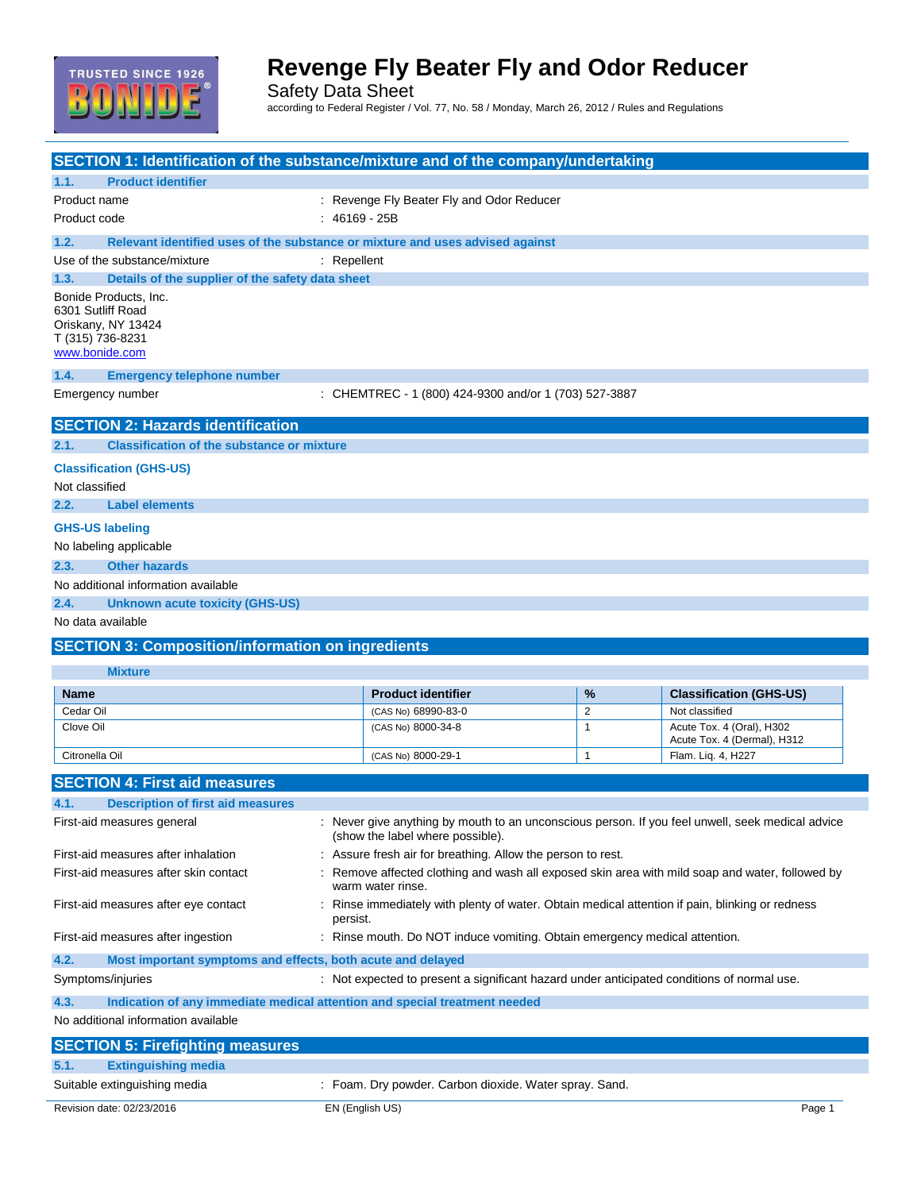# Revenge Fly Beater Fly and Odor Reducer

Safety Data Sheet

according to Federal Register / Vol. 77, No. 58 / Monday, March 26, 2012 / Rules and Regulations

## SECTION 1: Identification of the substance/mixture and of the company/undertaking

### 1.1. Product identifier

Product name : Revenge Fly Beater Fly and Odor Reducer

Product code : 46169 - 25B

### 1.2. Relevant identified uses of the substance or mixture and uses advised against

Use of the substance/mixture : Repellent

### 1.3. Details of the supplier of the safety data sheet

Bonide Products, Inc.
6301 Sutliff Road
Oriskany, NY 13424
T (315) 736-8231
www.bonide.com

### 1.4. Emergency telephone number

Emergency number : CHEMTREC - 1 (800) 424-9300 and/or 1 (703) 527-3887

## SECTION 2: Hazards identification

### 2.1. Classification of the substance or mixture

**Classification (GHS-US)**

Not classified

### 2.2. Label elements

**GHS-US labeling**

No labeling applicable

### 2.3. Other hazards

No additional information available

### 2.4. Unknown acute toxicity (GHS-US)

No data available

## SECTION 3: Composition/information on ingredients

**Mixture**

| Name | Product identifier | % | Classification (GHS-US) |
|---|---|---|---|
| Cedar Oil | (CAS No) 68990-83-0 | 2 | Not classified |
| Clove Oil | (CAS No) 8000-34-8 | 1 | Acute Tox. 4 (Oral), H302<br>Acute Tox. 4 (Dermal), H312 |
| Citronella Oil | (CAS No) 8000-29-1 | 1 | Flam. Liq. 4, H227 |

## SECTION 4: First aid measures

### 4.1. Description of first aid measures

First-aid measures general : Never give anything by mouth to an unconscious person. If you feel unwell, seek medical advice (show the label where possible).

First-aid measures after inhalation : Assure fresh air for breathing. Allow the person to rest.

First-aid measures after skin contact : Remove affected clothing and wash all exposed skin area with mild soap and water, followed by warm water rinse.

First-aid measures after eye contact : Rinse immediately with plenty of water. Obtain medical attention if pain, blinking or redness persist.

First-aid measures after ingestion : Rinse mouth. Do NOT induce vomiting. Obtain emergency medical attention.

### 4.2. Most important symptoms and effects, both acute and delayed

Symptoms/injuries : Not expected to present a significant hazard under anticipated conditions of normal use.

### 4.3. Indication of any immediate medical attention and special treatment needed

No additional information available

## SECTION 5: Firefighting measures

### 5.1. Extinguishing media

Suitable extinguishing media : Foam. Dry powder. Carbon dioxide. Water spray. Sand.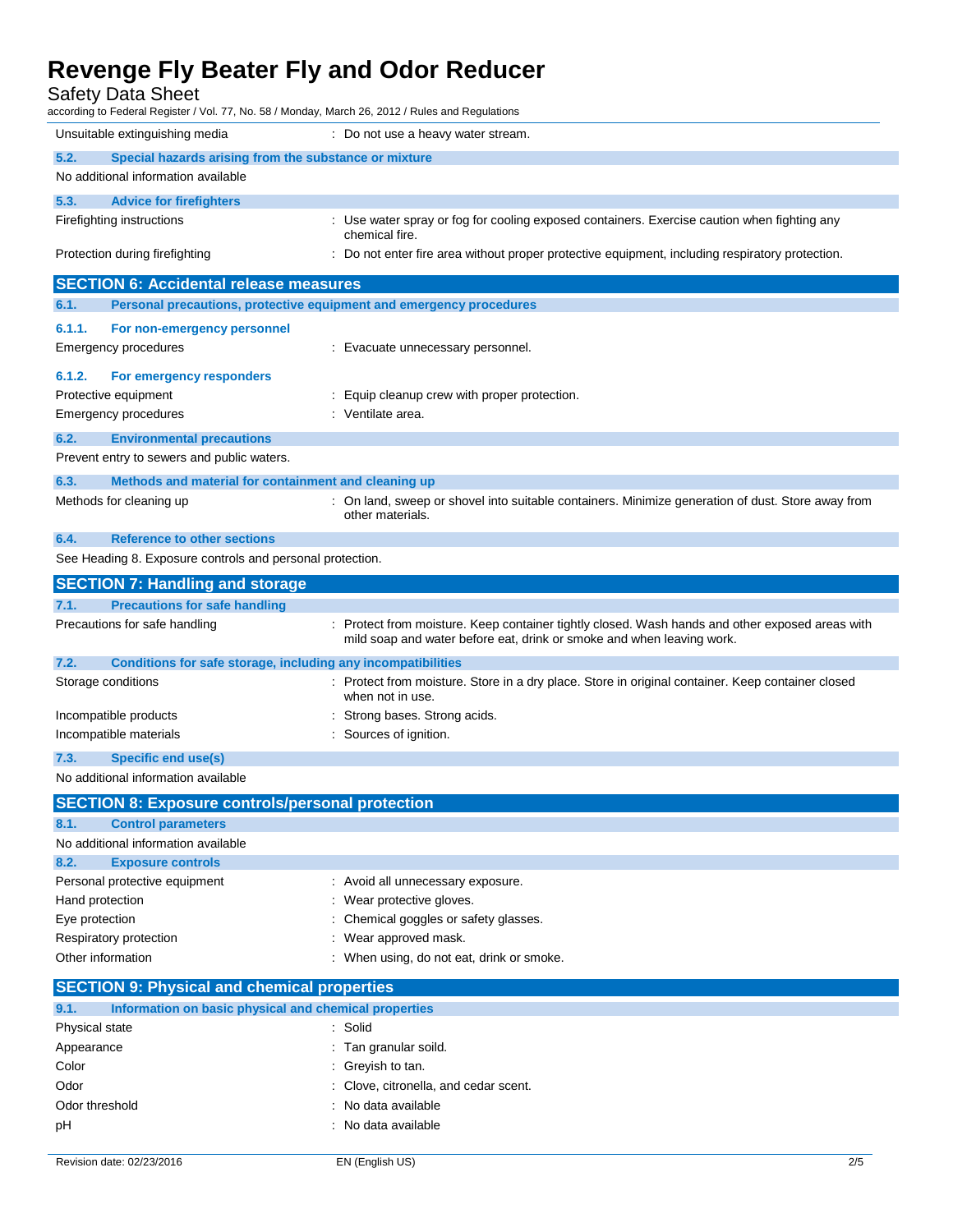| | |
|---|---|
| Unsuitable extinguishing media | : Do not use a heavy water stream. |

### 5.2. Special hazards arising from the substance or mixture

No additional information available

### 5.3. Advice for firefighters

| | |
|---|---|
| Firefighting instructions | : Use water spray or fog for cooling exposed containers. Exercise caution when fighting any chemical fire. |
| Protection during firefighting | : Do not enter fire area without proper protective equipment, including respiratory protection. |

## SECTION 6: Accidental release measures

### 6.1. Personal precautions, protective equipment and emergency procedures

#### 6.1.1. For non-emergency personnel

| | |
|---|---|
| Emergency procedures | : Evacuate unnecessary personnel. |

#### 6.1.2. For emergency responders

| | |
|---|---|
| Protective equipment | : Equip cleanup crew with proper protection. |
| Emergency procedures | : Ventilate area. |

### 6.2. Environmental precautions

Prevent entry to sewers and public waters.

### 6.3. Methods and material for containment and cleaning up

| | |
|---|---|
| Methods for cleaning up | : On land, sweep or shovel into suitable containers. Minimize generation of dust. Store away from other materials. |

### 6.4. Reference to other sections

See Heading 8. Exposure controls and personal protection.

## SECTION 7: Handling and storage

### 7.1. Precautions for safe handling

| | |
|---|---|
| Precautions for safe handling | : Protect from moisture. Keep container tightly closed. Wash hands and other exposed areas with mild soap and water before eat, drink or smoke and when leaving work. |

### 7.2. Conditions for safe storage, including any incompatibilities

| | |
|---|---|
| Storage conditions | : Protect from moisture. Store in a dry place. Store in original container. Keep container closed when not in use. |
| Incompatible products | : Strong bases. Strong acids. |
| Incompatible materials | : Sources of ignition. |

### 7.3. Specific end use(s)

No additional information available

## SECTION 8: Exposure controls/personal protection

### 8.1. Control parameters

No additional information available

### 8.2. Exposure controls

| | |
|---|---|
| Personal protective equipment | : Avoid all unnecessary exposure. |
| Hand protection | : Wear protective gloves. |
| Eye protection | : Chemical goggles or safety glasses. |
| Respiratory protection | : Wear approved mask. |
| Other information | : When using, do not eat, drink or smoke. |

## SECTION 9: Physical and chemical properties

### 9.1. Information on basic physical and chemical properties

| | |
|---|---|
| Physical state | : Solid |
| Appearance | : Tan granular soild. |
| Color | : Greyish to tan. |
| Odor | : Clove, citronella, and cedar scent. |
| Odor threshold | : No data available |
| pH | : No data available |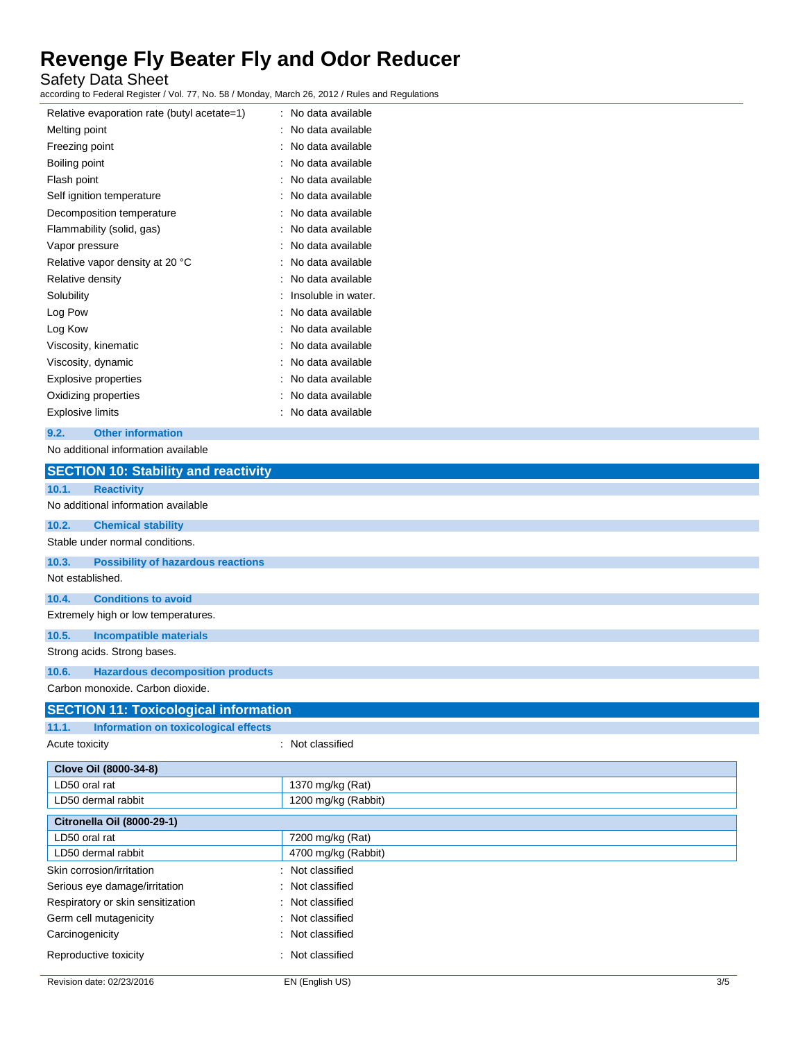| Property | Value |
|---|---|
| Relative evaporation rate (butyl acetate=1) | No data available |
| Melting point | No data available |
| Freezing point | No data available |
| Boiling point | No data available |
| Flash point | No data available |
| Self ignition temperature | No data available |
| Decomposition temperature | No data available |
| Flammability (solid, gas) | No data available |
| Vapor pressure | No data available |
| Relative vapor density at 20 °C | No data available |
| Relative density | No data available |
| Solubility | Insoluble in water. |
| Log Pow | No data available |
| Log Kow | No data available |
| Viscosity, kinematic | No data available |
| Viscosity, dynamic | No data available |
| Explosive properties | No data available |
| Oxidizing properties | No data available |
| Explosive limits | No data available |

### 9.2. Other information

No additional information available

## SECTION 10: Stability and reactivity

### 10.1. Reactivity

No additional information available

### 10.2. Chemical stability

Stable under normal conditions.

### 10.3. Possibility of hazardous reactions

Not established.

### 10.4. Conditions to avoid

Extremely high or low temperatures.

### 10.5. Incompatible materials

Strong acids. Strong bases.

### 10.6. Hazardous decomposition products

Carbon monoxide. Carbon dioxide.

## SECTION 11: Toxicological information

### 11.1. Information on toxicological effects

Acute toxicity : Not classified

| **Clove Oil (8000-34-8)** | |
|---|---|
| LD50 oral rat | 1370 mg/kg (Rat) |
| LD50 dermal rabbit | 1200 mg/kg (Rabbit) |

| **Citronella Oil (8000-29-1)** | |
|---|---|
| LD50 oral rat | 7200 mg/kg (Rat) |
| LD50 dermal rabbit | 4700 mg/kg (Rabbit) |

| Effect | Classification |
|---|---|
| Skin corrosion/irritation | Not classified |
| Serious eye damage/irritation | Not classified |
| Respiratory or skin sensitization | Not classified |
| Germ cell mutagenicity | Not classified |
| Carcinogenicity | Not classified |
| Reproductive toxicity | Not classified |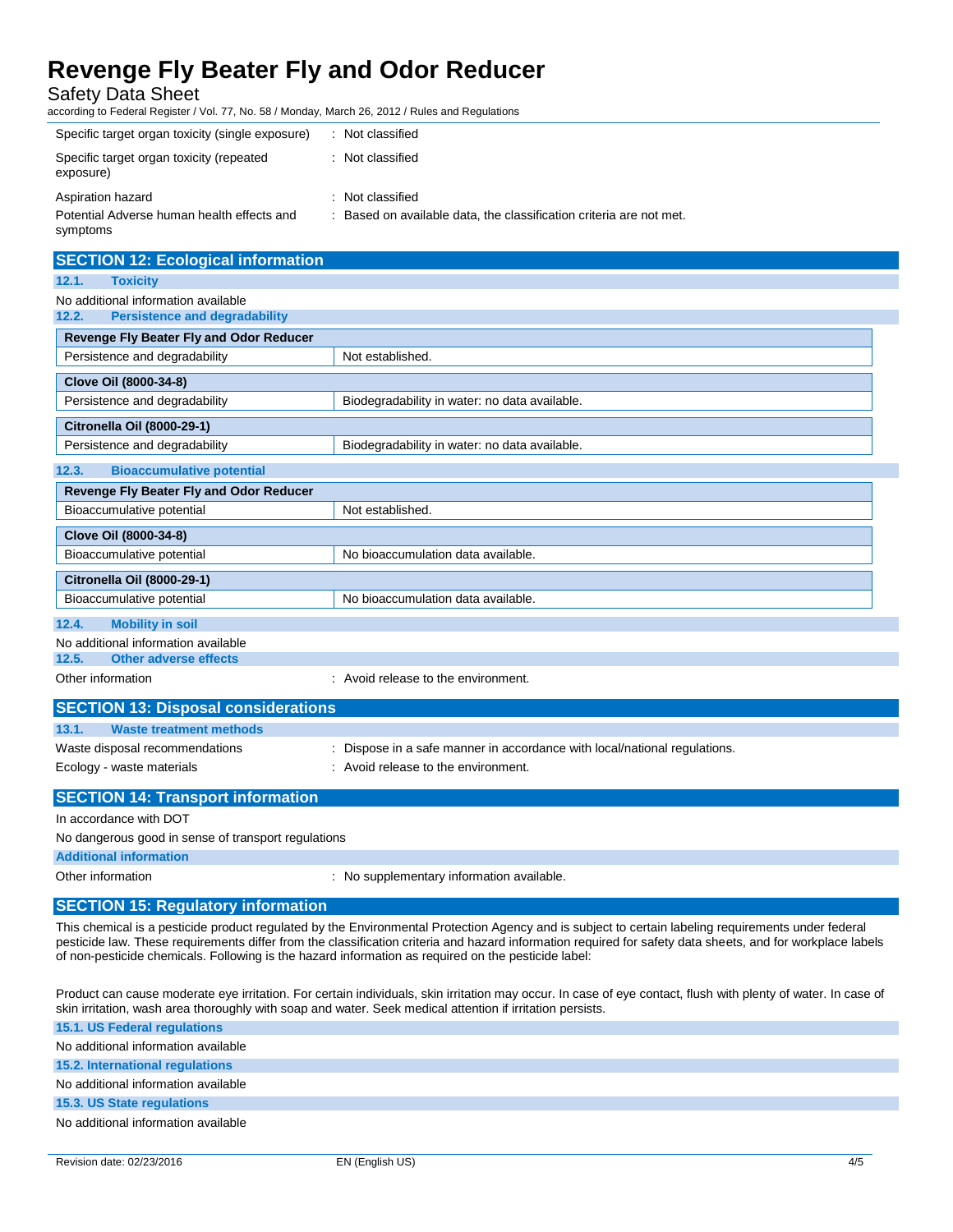| | |
|---|---|
| Specific target organ toxicity (single exposure) | : Not classified |
| Specific target organ toxicity (repeated exposure) | : Not classified |
| Aspiration hazard | : Not classified |
| Potential Adverse human health effects and symptoms | : Based on available data, the classification criteria are not met. |

## SECTION 12: Ecological information

### 12.1. Toxicity

No additional information available

### 12.2. Persistence and degradability

| Revenge Fly Beater Fly and Odor Reducer | |
|---|---|
| Persistence and degradability | Not established. |

| Clove Oil (8000-34-8) | |
|---|---|
| Persistence and degradability | Biodegradability in water: no data available. |

| Citronella Oil (8000-29-1) | |
|---|---|
| Persistence and degradability | Biodegradability in water: no data available. |

### 12.3. Bioaccumulative potential

| Revenge Fly Beater Fly and Odor Reducer | |
|---|---|
| Bioaccumulative potential | Not established. |

| Clove Oil (8000-34-8) | |
|---|---|
| Bioaccumulative potential | No bioaccumulation data available. |

| Citronella Oil (8000-29-1) | |
|---|---|
| Bioaccumulative potential | No bioaccumulation data available. |

### 12.4. Mobility in soil

No additional information available

### 12.5. Other adverse effects

Other information : Avoid release to the environment.

## SECTION 13: Disposal considerations

### 13.1. Waste treatment methods

Waste disposal recommendations : Dispose in a safe manner in accordance with local/national regulations.

Ecology - waste materials : Avoid release to the environment.

## SECTION 14: Transport information

In accordance with DOT

No dangerous good in sense of transport regulations

### Additional information

Other information : No supplementary information available.

## SECTION 15: Regulatory information

This chemical is a pesticide product regulated by the Environmental Protection Agency and is subject to certain labeling requirements under federal pesticide law. These requirements differ from the classification criteria and hazard information required for safety data sheets, and for workplace labels of non-pesticide chemicals. Following is the hazard information as required on the pesticide label:

Product can cause moderate eye irritation. For certain individuals, skin irritation may occur. In case of eye contact, flush with plenty of water. In case of skin irritation, wash area thoroughly with soap and water. Seek medical attention if irritation persists.

### 15.1. US Federal regulations

No additional information available

### 15.2. International regulations

No additional information available

### 15.3. US State regulations

No additional information available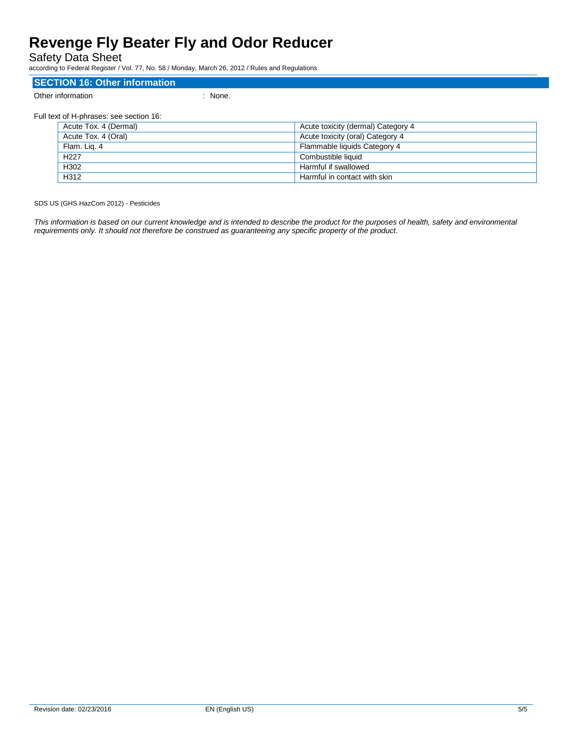## SECTION 16: Other information

Other information : None.

Full text of H-phrases: see section 16:

| | |
|---|---|
| Acute Tox. 4 (Dermal) | Acute toxicity (dermal) Category 4 |
| Acute Tox. 4 (Oral) | Acute toxicity (oral) Category 4 |
| Flam. Liq. 4 | Flammable liquids Category 4 |
| H227 | Combustible liquid |
| H302 | Harmful if swallowed |
| H312 | Harmful in contact with skin |

SDS US (GHS HazCom 2012) - Pesticides

*This information is based on our current knowledge and is intended to describe the product for the purposes of health, safety and environmental requirements only. It should not therefore be construed as guaranteeing any specific property of the product.*